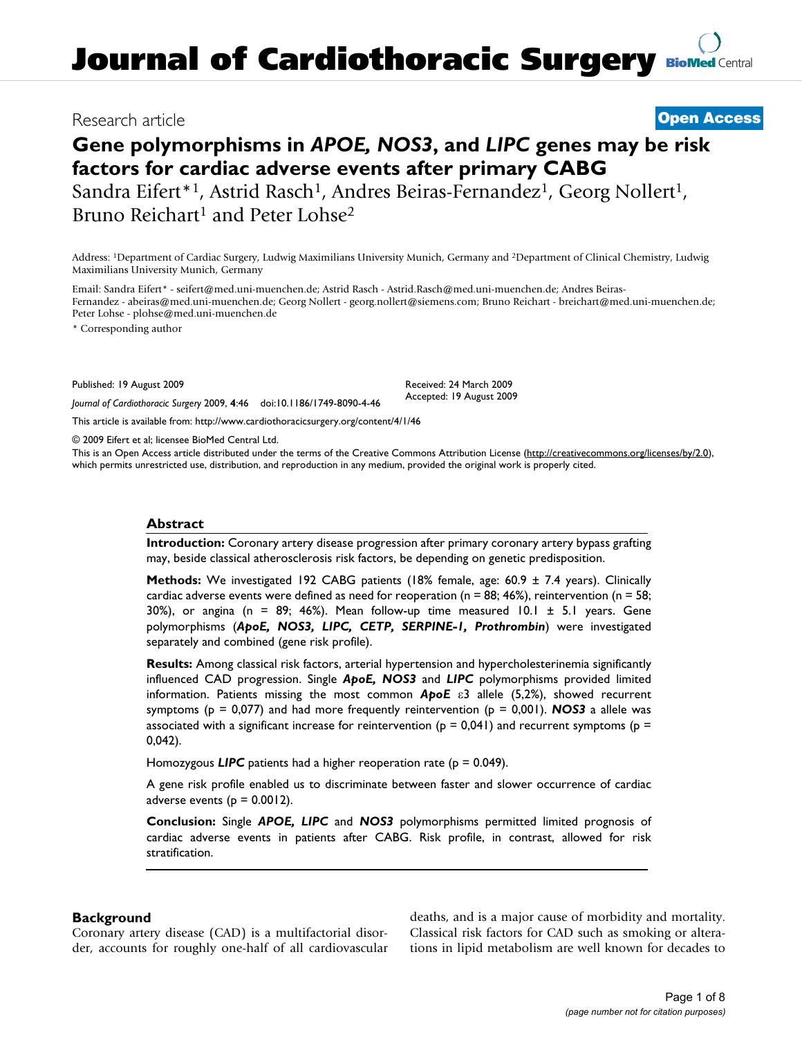# Journal of Cardiothoracic Surgery

Research article

**Open Access**

## Gene polymorphisms in *APOE, NOS3*, and *LIPC* genes may be risk factors for cardiac adverse events after primary CABG

Sandra Eifert*[1], Astrid Rasch[1], Andres Beiras-Fernandez[1], Georg Nollert[1], Bruno Reichart[1] and Peter Lohse[2]

Address: [1]Department of Cardiac Surgery, Ludwig Maximilians University Munich, Germany and [2]Department of Clinical Chemistry, Ludwig Maximilians University Munich, Germany

Email: Sandra Eifert* - seifert@med.uni-muenchen.de; Astrid Rasch - Astrid.Rasch@med.uni-muenchen.de; Andres Beiras-Fernandez - abeiras@med.uni-muenchen.de; Georg Nollert - georg.nollert@siemens.com; Bruno Reichart - breichart@med.uni-muenchen.de; Peter Lohse - plohse@med.uni-muenchen.de

* Corresponding author

Published: 19 August 2009

*Journal of Cardiothoracic Surgery* 2009, **4**:46 doi:10.1186/1749-8090-4-46

Received: 24 March 2009
Accepted: 19 August 2009

This article is available from: http://www.cardiothoracicsurgery.org/content/4/1/46

© 2009 Eifert et al; licensee BioMed Central Ltd.

This is an Open Access article distributed under the terms of the Creative Commons Attribution License (http://creativecommons.org/licenses/by/2.0), which permits unrestricted use, distribution, and reproduction in any medium, provided the original work is properly cited.

### Abstract

**Introduction:** Coronary artery disease progression after primary coronary artery bypass grafting may, beside classical atherosclerosis risk factors, be depending on genetic predisposition.

**Methods:** We investigated 192 CABG patients (18% female, age: 60.9 ± 7.4 years). Clinically cardiac adverse events were defined as need for reoperation (n = 88; 46%), reintervention (n = 58; 30%), or angina (n = 89; 46%). Mean follow-up time measured 10.1 ± 5.1 years. Gene polymorphisms (***ApoE, NOS3, LIPC, CETP, SERPINE-1, Prothrombin***) were investigated separately and combined (gene risk profile).

**Results:** Among classical risk factors, arterial hypertension and hypercholesterinemia significantly influenced CAD progression. Single ***ApoE, NOS3*** and ***LIPC*** polymorphisms provided limited information. Patients missing the most common ***ApoE*** ε3 allele (5,2%), showed recurrent symptoms (p = 0,077) and had more frequently reintervention (p = 0,001). ***NOS3*** a allele was associated with a significant increase for reintervention (p = 0,041) and recurrent symptoms (p = 0,042).

Homozygous ***LIPC*** patients had a higher reoperation rate (p = 0.049).

A gene risk profile enabled us to discriminate between faster and slower occurrence of cardiac adverse events (p = 0.0012).

**Conclusion:** Single ***APOE, LIPC*** and ***NOS3*** polymorphisms permitted limited prognosis of cardiac adverse events in patients after CABG. Risk profile, in contrast, allowed for risk stratification.

### Background

Coronary artery disease (CAD) is a multifactorial disorder, accounts for roughly one-half of all cardiovascular deaths, and is a major cause of morbidity and mortality. Classical risk factors for CAD such as smoking or alterations in lipid metabolism are well known for decades to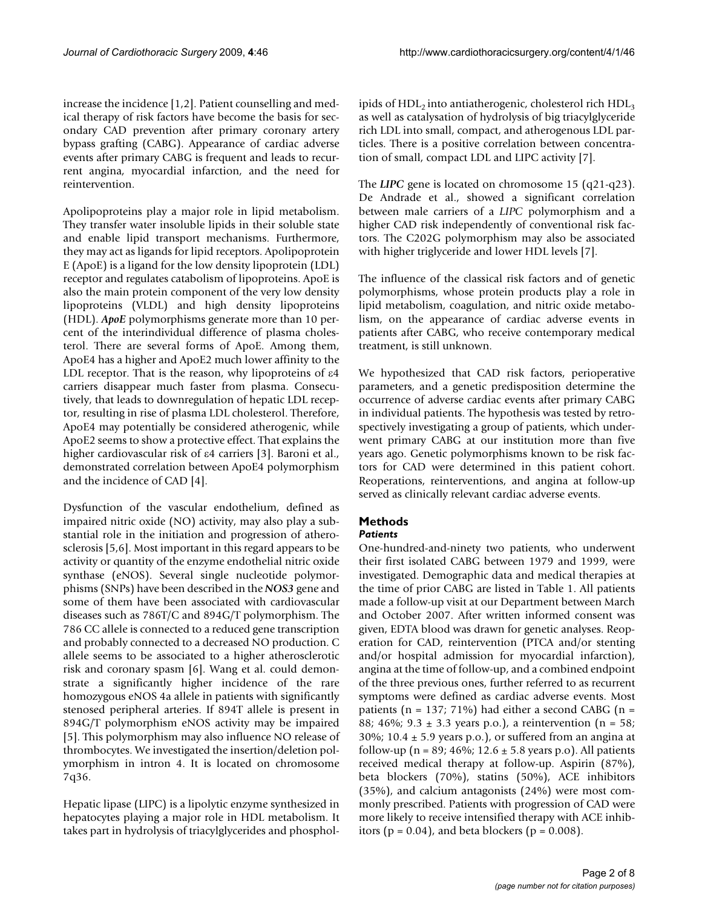increase the incidence [1,2]. Patient counselling and medical therapy of risk factors have become the basis for secondary CAD prevention after primary coronary artery bypass grafting (CABG). Appearance of cardiac adverse events after primary CABG is frequent and leads to recurrent angina, myocardial infarction, and the need for reintervention.

Apolipoproteins play a major role in lipid metabolism. They transfer water insoluble lipids in their soluble state and enable lipid transport mechanisms. Furthermore, they may act as ligands for lipid receptors. Apolipoprotein E (ApoE) is a ligand for the low density lipoprotein (LDL) receptor and regulates catabolism of lipoproteins. ApoE is also the main protein component of the very low density lipoproteins (VLDL) and high density lipoproteins (HDL). ***ApoE*** polymorphisms generate more than 10 percent of the interindividual difference of plasma cholesterol. There are several forms of ApoE. Among them, ApoE4 has a higher and ApoE2 much lower affinity to the LDL receptor. That is the reason, why lipoproteins of ε4 carriers disappear much faster from plasma. Consecutively, that leads to downregulation of hepatic LDL receptor, resulting in rise of plasma LDL cholesterol. Therefore, ApoE4 may potentially be considered atherogenic, while ApoE2 seems to show a protective effect. That explains the higher cardiovascular risk of ε4 carriers [3]. Baroni et al., demonstrated correlation between ApoE4 polymorphism and the incidence of CAD [4].

Dysfunction of the vascular endothelium, defined as impaired nitric oxide (NO) activity, may also play a substantial role in the initiation and progression of atherosclerosis [5,6]. Most important in this regard appears to be activity or quantity of the enzyme endothelial nitric oxide synthase (eNOS). Several single nucleotide polymorphisms (SNPs) have been described in the ***NOS3*** gene and some of them have been associated with cardiovascular diseases such as 786T/C and 894G/T polymorphism. The 786 CC allele is connected to a reduced gene transcription and probably connected to a decreased NO production. C allele seems to be associated to a higher atherosclerotic risk and coronary spasm [6]. Wang et al. could demonstrate a significantly higher incidence of the rare homozygous eNOS 4a allele in patients with significantly stenosed peripheral arteries. If 894T allele is present in 894G/T polymorphism eNOS activity may be impaired [5]. This polymorphism may also influence NO release of thrombocytes. We investigated the insertion/deletion polymorphism in intron 4. It is located on chromosome 7q36.

Hepatic lipase (LIPC) is a lipolytic enzyme synthesized in hepatocytes playing a major role in HDL metabolism. It takes part in hydrolysis of triacylglycerides and phospholipids of $HDL_2$ into antiatherogenic, cholesterol rich $HDL_3$ as well as catalysation of hydrolysis of big triacylglyceride rich LDL into small, compact, and atherogenous LDL particles. There is a positive correlation between concentration of small, compact LDL and LIPC activity [7].

The ***LIPC*** gene is located on chromosome 15 (q21-q23). De Andrade et al., showed a significant correlation between male carriers of a *LIPC* polymorphism and a higher CAD risk independently of conventional risk factors. The C202G polymorphism may also be associated with higher triglyceride and lower HDL levels [7].

The influence of the classical risk factors and of genetic polymorphisms, whose protein products play a role in lipid metabolism, coagulation, and nitric oxide metabolism, on the appearance of cardiac adverse events in patients after CABG, who receive contemporary medical treatment, is still unknown.

We hypothesized that CAD risk factors, perioperative parameters, and a genetic predisposition determine the occurrence of adverse cardiac events after primary CABG in individual patients. The hypothesis was tested by retrospectively investigating a group of patients, which underwent primary CABG at our institution more than five years ago. Genetic polymorphisms known to be risk factors for CAD were determined in this patient cohort. Reoperations, reinterventions, and angina at follow-up served as clinically relevant cardiac adverse events.

## Methods

### Patients

One-hundred-and-ninety two patients, who underwent their first isolated CABG between 1979 and 1999, were investigated. Demographic data and medical therapies at the time of prior CABG are listed in Table 1. All patients made a follow-up visit at our Department between March and October 2007. After written informed consent was given, EDTA blood was drawn for genetic analyses. Reoperation for CAD, reintervention (PTCA and/or stenting and/or hospital admission for myocardial infarction), angina at the time of follow-up, and a combined endpoint of the three previous ones, further referred to as recurrent symptoms were defined as cardiac adverse events. Most patients (n = 137; 71%) had either a second CABG (n = 88; 46%; 9.3 ± 3.3 years p.o.), a reintervention (n = 58; 30%; 10.4 ± 5.9 years p.o.), or suffered from an angina at follow-up (n = 89; 46%; 12.6 ± 5.8 years p.o). All patients received medical therapy at follow-up. Aspirin (87%), beta blockers (70%), statins (50%), ACE inhibitors (35%), and calcium antagonists (24%) were most commonly prescribed. Patients with progression of CAD were more likely to receive intensified therapy with ACE inhibitors ($p = 0.04$), and beta blockers ($p = 0.008$).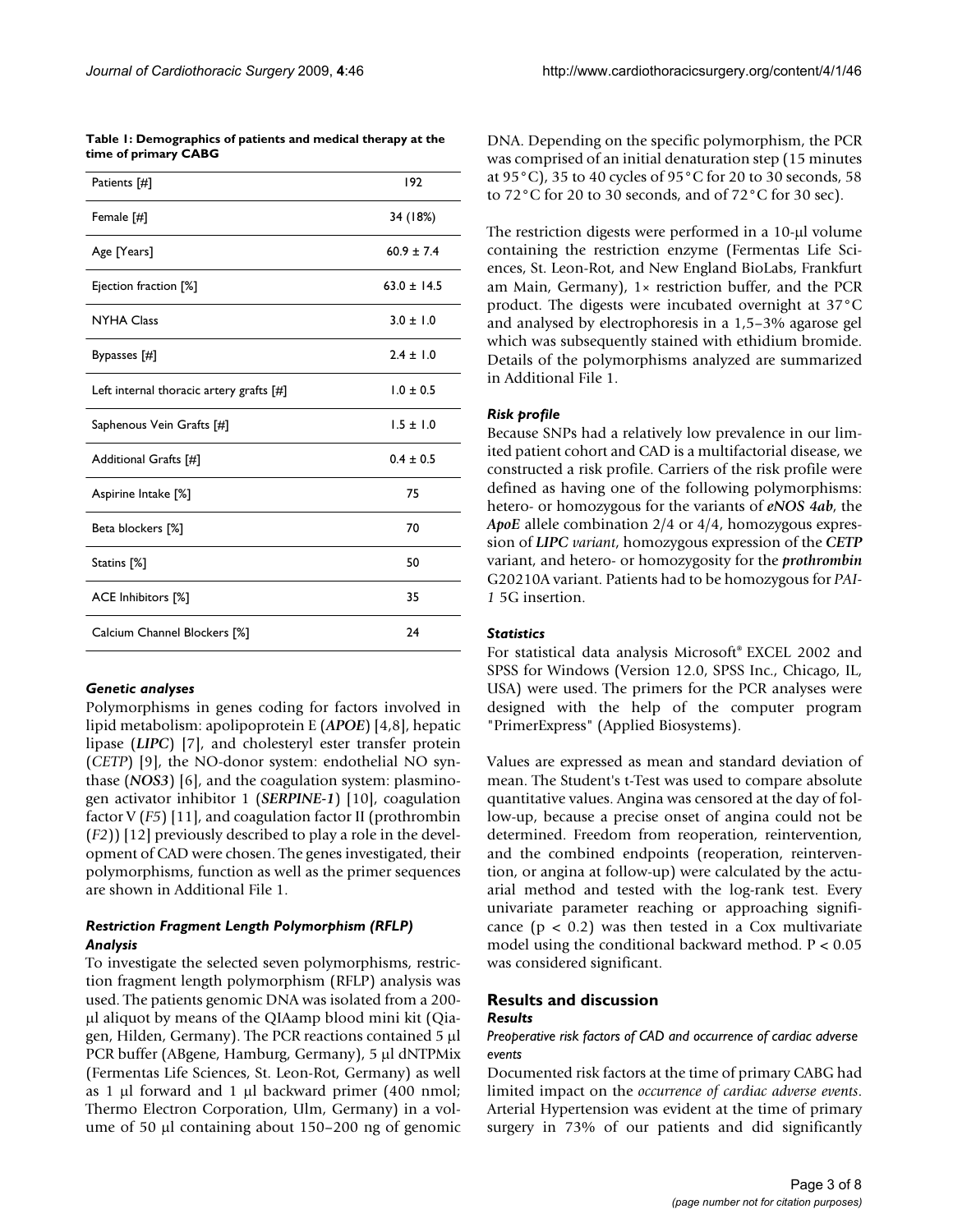**Table 1: Demographics of patients and medical therapy at the time of primary CABG**

| | |
|---|---|
| Patients [#] | 192 |
| Female [#] | 34 (18%) |
| Age [Years] | 60.9 ± 7.4 |
| Ejection fraction [%] | 63.0 ± 14.5 |
| NYHA Class | 3.0 ± 1.0 |
| Bypasses [#] | 2.4 ± 1.0 |
| Left internal thoracic artery grafts [#] | 1.0 ± 0.5 |
| Saphenous Vein Grafts [#] | 1.5 ± 1.0 |
| Additional Grafts [#] | 0.4 ± 0.5 |
| Aspirine Intake [%] | 75 |
| Beta blockers [%] | 70 |
| Statins [%] | 50 |
| ACE Inhibitors [%] | 35 |
| Calcium Channel Blockers [%] | 24 |

### *Genetic analyses*

Polymorphisms in genes coding for factors involved in lipid metabolism: apolipoprotein E (***APOE***) [4,8], hepatic lipase (***LIPC***) [7], and cholesteryl ester transfer protein (*CETP*) [9], the NO-donor system: endothelial NO synthase (***NOS3***) [6], and the coagulation system: plasminogen activator inhibitor 1 (***SERPINE-1***) [10], coagulation factor V (*F5*) [11], and coagulation factor II (prothrombin (*F2*)) [12] previously described to play a role in the development of CAD were chosen. The genes investigated, their polymorphisms, function as well as the primer sequences are shown in Additional File 1.

### *Restriction Fragment Length Polymorphism (RFLP) Analysis*

To investigate the selected seven polymorphisms, restriction fragment length polymorphism (RFLP) analysis was used. The patients genomic DNA was isolated from a 200-μl aliquot by means of the QIAamp blood mini kit (Qiagen, Hilden, Germany). The PCR reactions contained 5 μl PCR buffer (ABgene, Hamburg, Germany), 5 μl dNTPMix (Fermentas Life Sciences, St. Leon-Rot, Germany) as well as 1 μl forward and 1 μl backward primer (400 nmol; Thermo Electron Corporation, Ulm, Germany) in a volume of 50 μl containing about 150–200 ng of genomic DNA. Depending on the specific polymorphism, the PCR was comprised of an initial denaturation step (15 minutes at 95°C), 35 to 40 cycles of 95°C for 20 to 30 seconds, 58 to 72°C for 20 to 30 seconds, and of 72°C for 30 sec).

The restriction digests were performed in a 10-μl volume containing the restriction enzyme (Fermentas Life Sciences, St. Leon-Rot, and New England BioLabs, Frankfurt am Main, Germany), 1× restriction buffer, and the PCR product. The digests were incubated overnight at 37°C and analysed by electrophoresis in a 1,5–3% agarose gel which was subsequently stained with ethidium bromide. Details of the polymorphisms analyzed are summarized in Additional File 1.

### *Risk profile*

Because SNPs had a relatively low prevalence in our limited patient cohort and CAD is a multifactorial disease, we constructed a risk profile. Carriers of the risk profile were defined as having one of the following polymorphisms: hetero- or homozygous for the variants of ***eNOS 4ab***, the ***ApoE*** allele combination 2/4 or 4/4, homozygous expression of ***LIPC variant***, homozygous expression of the ***CETP*** variant, and hetero- or homozygosity for the ***prothrombin*** G20210A variant. Patients had to be homozygous for *PAI-1* 5G insertion.

### *Statistics*

For statistical data analysis Microsoft® EXCEL 2002 and SPSS for Windows (Version 12.0, SPSS Inc., Chicago, IL, USA) were used. The primers for the PCR analyses were designed with the help of the computer program "PrimerExpress" (Applied Biosystems).

Values are expressed as mean and standard deviation of mean. The Student's t-Test was used to compare absolute quantitative values. Angina was censored at the day of follow-up, because a precise onset of angina could not be determined. Freedom from reoperation, reintervention, and the combined endpoints (reoperation, reintervention, or angina at follow-up) were calculated by the actuarial method and tested with the log-rank test. Every univariate parameter reaching or approaching significance ($p < 0.2$) was then tested in a Cox multivariate model using the conditional backward method. $P < 0.05$ was considered significant.

## Results and discussion

### *Results*

#### *Preoperative risk factors of CAD and occurrence of cardiac adverse events*

Documented risk factors at the time of primary CABG had limited impact on the *occurrence of cardiac adverse events*. Arterial Hypertension was evident at the time of primary surgery in 73% of our patients and did significantly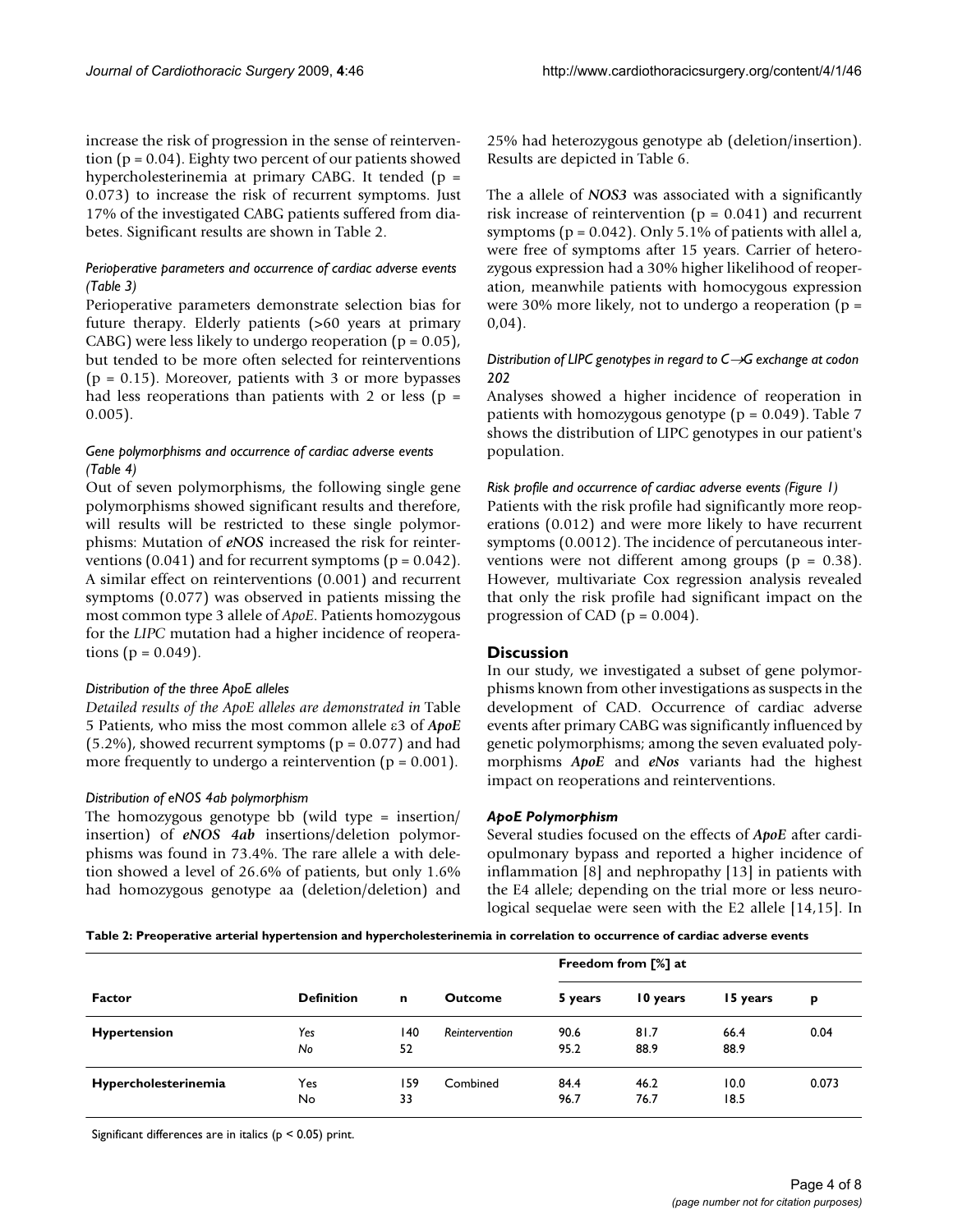increase the risk of progression in the sense of reintervention ($p = 0.04$). Eighty two percent of our patients showed hypercholesterinemia at primary CABG. It tended ($p = 0.073$) to increase the risk of recurrent symptoms. Just 17% of the investigated CABG patients suffered from diabetes. Significant results are shown in Table 2.

#### *Perioperative parameters and occurrence of cardiac adverse events (Table 3)*

Perioperative parameters demonstrate selection bias for future therapy. Elderly patients (>60 years at primary CABG) were less likely to undergo reoperation ($p = 0.05$), but tended to be more often selected for reinterventions ($p = 0.15$). Moreover, patients with 3 or more bypasses had less reoperations than patients with 2 or less ($p = 0.005$).

#### *Gene polymorphisms and occurrence of cardiac adverse events (Table 4)*

Out of seven polymorphisms, the following single gene polymorphisms showed significant results and therefore, will results will be restricted to these single polymorphisms: Mutation of ***eNOS*** increased the risk for reinterventions (0.041) and for recurrent symptoms ($p = 0.042$). A similar effect on reinterventions (0.001) and recurrent symptoms (0.077) was observed in patients missing the most common type 3 allele of *ApoE*. Patients homozygous for the *LIPC* mutation had a higher incidence of reoperations ($p = 0.049$).

#### *Distribution of the three ApoE alleles*

*Detailed results of the ApoE alleles are demonstrated in* Table 5 Patients, who miss the most common allele ε3 of ***ApoE*** (5.2%), showed recurrent symptoms ($p = 0.077$) and had more frequently to undergo a reintervention ($p = 0.001$).

#### *Distribution of eNOS 4ab polymorphism*

The homozygous genotype bb (wild type = insertion/insertion) of ***eNOS 4ab*** insertions/deletion polymorphisms was found in 73.4%. The rare allele a with deletion showed a level of 26.6% of patients, but only 1.6% had homozygous genotype aa (deletion/deletion) and 25% had heterozygous genotype ab (deletion/insertion). Results are depicted in Table 6.

The a allele of ***NOS3*** was associated with a significantly risk increase of reintervention ($p = 0.041$) and recurrent symptoms ($p = 0.042$). Only 5.1% of patients with allel a, were free of symptoms after 15 years. Carrier of heterozygous expression had a 30% higher likelihood of reoperation, meanwhile patients with homocygous expression were 30% more likely, not to undergo a reoperation ($p = 0{,}04$).

#### *Distribution of LIPC genotypes in regard to C→G exchange at codon 202*

Analyses showed a higher incidence of reoperation in patients with homozygous genotype ($p = 0.049$). Table 7 shows the distribution of LIPC genotypes in our patient's population.

#### *Risk profile and occurrence of cardiac adverse events (Figure 1)*

Patients with the risk profile had significantly more reoperations (0.012) and were more likely to have recurrent symptoms (0.0012). The incidence of percutaneous interventions were not different among groups ($p = 0.38$). However, multivariate Cox regression analysis revealed that only the risk profile had significant impact on the progression of CAD ($p = 0.004$).

## Discussion

In our study, we investigated a subset of gene polymorphisms known from other investigations as suspects in the development of CAD. Occurrence of cardiac adverse events after primary CABG was significantly influenced by genetic polymorphisms; among the seven evaluated polymorphisms ***ApoE*** and ***eNos*** variants had the highest impact on reoperations and reinterventions.

### *ApoE Polymorphism*

Several studies focused on the effects of ***ApoE*** after cardiopulmonary bypass and reported a higher incidence of inflammation [8] and nephropathy [13] in patients with the E4 allele; depending on the trial more or less neurological sequelae were seen with the E2 allele [14,15]. In

**Table 2: Preoperative arterial hypertension and hypercholesterinemia in correlation to occurrence of cardiac adverse events**

| Factor | Definition | n | Outcome | Freedom from [%] at | | | |
|---|---|---|---|---|---|---|---|
| | | | | 5 years | 10 years | 15 years | p |
| **Hypertension** | *Yes* | 140 | *Reintervention* | 90.6 | 81.7 | 66.4 | 0.04 |
| | *No* | 52 | | 95.2 | 88.9 | 88.9 | |
| **Hypercholesterinemia** | Yes | 159 | Combined | 84.4 | 46.2 | 10.0 | 0.073 |
| | No | 33 | | 96.7 | 76.7 | 18.5 | |

Significant differences are in italics ($p < 0.05$) print.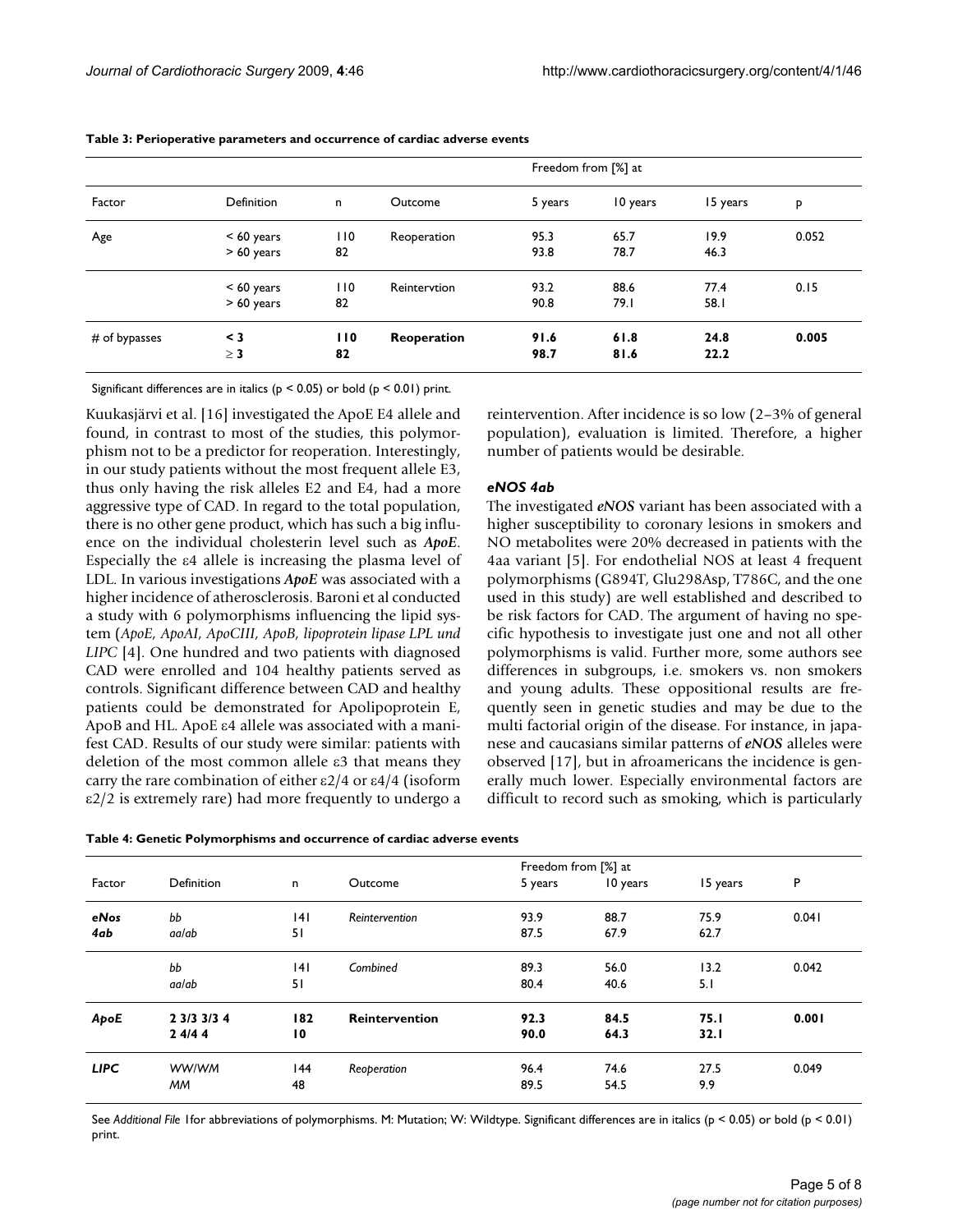**Table 3: Perioperative parameters and occurrence of cardiac adverse events**

| Factor | Definition | n | Outcome | Freedom from [%] at 5 years | 10 years | 15 years | p |
|---|---|---|---|---|---|---|---|
| Age | < 60 years | 110 | Reoperation | 95.3 | 65.7 | 19.9 | 0.052 |
| | > 60 years | 82 | | 93.8 | 78.7 | 46.3 | |
| | < 60 years | 110 | Reintervtion | 93.2 | 88.6 | 77.4 | 0.15 |
| | > 60 years | 82 | | 90.8 | 79.1 | 58.1 | |
| # of bypasses | **< 3** | **110** | **Reoperation** | **91.6** | **61.8** | **24.8** | **0.005** |
| | **≥ 3** | **82** | | **98.7** | **81.6** | **22.2** | |

Significant differences are in italics ($p < 0.05$) or bold ($p < 0.01$) print.

Kuukasjärvi et al. [16] investigated the ApoE E4 allele and found, in contrast to most of the studies, this polymorphism not to be a predictor for reoperation. Interestingly, in our study patients without the most frequent allele E3, thus only having the risk alleles E2 and E4, had a more aggressive type of CAD. In regard to the total population, there is no other gene product, which has such a big influence on the individual cholesterin level such as *ApoE*. Especially the ε4 allele is increasing the plasma level of LDL. In various investigations *ApoE* was associated with a higher incidence of atherosclerosis. Baroni et al conducted a study with 6 polymorphisms influencing the lipid system (*ApoE, ApoAI, ApoCIII, ApoB, lipoprotein lipase LPL und LIPC* [4]. One hundred and two patients with diagnosed CAD were enrolled and 104 healthy patients served as controls. Significant difference between CAD and healthy patients could be demonstrated for Apolipoprotein E, ApoB and HL. ApoE ε4 allele was associated with a manifest CAD. Results of our study were similar: patients with deletion of the most common allele ε3 that means they carry the rare combination of either ε2/4 or ε4/4 (isoform ε2/2 is extremely rare) had more frequently to undergo a reintervention. After incidence is so low (2–3% of general population), evaluation is limited. Therefore, a higher number of patients would be desirable.

### *eNOS 4ab*

The investigated *eNOS* variant has been associated with a higher susceptibility to coronary lesions in smokers and NO metabolites were 20% decreased in patients with the 4aa variant [5]. For endothelial NOS at least 4 frequent polymorphisms (G894T, Glu298Asp, T786C, and the one used in this study) are well established and described to be risk factors for CAD. The argument of having no specific hypothesis to investigate just one and not all other polymorphisms is valid. Further more, some authors see differences in subgroups, i.e. smokers vs. non smokers and young adults. These oppositional results are frequently seen in genetic studies and may be due to the multi factorial origin of the disease. For instance, in japanese and caucasians similar patterns of *eNOS* alleles were observed [17], but in afroamericans the incidence is generally much lower. Especially environmental factors are difficult to record such as smoking, which is particularly

**Table 4: Genetic Polymorphisms and occurrence of cardiac adverse events**

| Factor | Definition | n | Outcome | Freedom from [%] at 5 years | 10 years | 15 years | P |
|---|---|---|---|---|---|---|---|
| ***eNos 4ab*** | *bb* | 141 | *Reintervention* | 93.9 | 88.7 | 75.9 | 0.041 |
| | *aa/ab* | 51 | | 87.5 | 67.9 | 62.7 | |
| | *bb* | 141 | *Combined* | 89.3 | 56.0 | 13.2 | 0.042 |
| | *aa/ab* | 51 | | 80.4 | 40.6 | 5.1 | |
| ***ApoE*** | **2 3/3 3/3 4** | **182** | **Reintervention** | **92.3** | **84.5** | **75.1** | **0.001** |
| | **2 4/4 4** | **10** | | **90.0** | **64.3** | **32.1** | |
| ***LIPC*** | *WW/WM* | 144 | *Reoperation* | 96.4 | 74.6 | 27.5 | 0.049 |
| | *MM* | 48 | | 89.5 | 54.5 | 9.9 | |

See *Additional File* 1for abbreviations of polymorphisms. M: Mutation; W: Wildtype. Significant differences are in italics ($p < 0.05$) or bold ($p < 0.01$) print.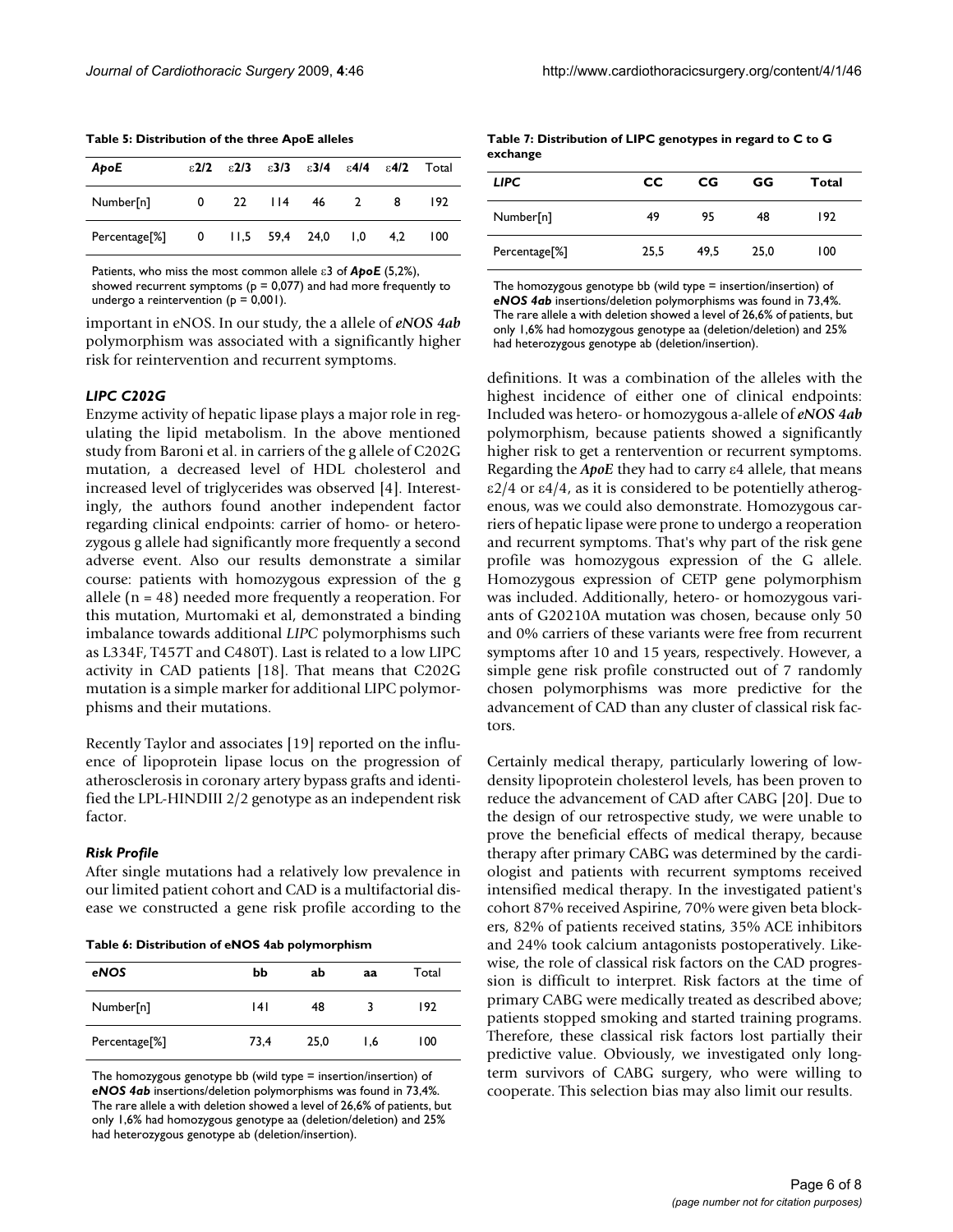**Table 5: Distribution of the three ApoE alleles**

| *ApoE* | ε2/2 | ε2/3 | ε3/3 | ε3/4 | ε4/4 | ε4/2 | Total |
|---|---|---|---|---|---|---|---|
| Number[n] | 0 | 22 | 114 | 46 | 2 | 8 | 192 |
| Percentage[%] | 0 | 11,5 | 59,4 | 24,0 | 1,0 | 4,2 | 100 |

Patients, who miss the most common allele ε3 of ***ApoE*** (5,2%), showed recurrent symptoms (p = 0,077) and had more frequently to undergo a reintervention (p = 0,001).

important in eNOS. In our study, the a allele of ***eNOS 4ab*** polymorphism was associated with a significantly higher risk for reintervention and recurrent symptoms.

### *LIPC C202G*

Enzyme activity of hepatic lipase plays a major role in regulating the lipid metabolism. In the above mentioned study from Baroni et al. in carriers of the g allele of C202G mutation, a decreased level of HDL cholesterol and increased level of triglycerides was observed [4]. Interestingly, the authors found another independent factor regarding clinical endpoints: carrier of homo- or heterozygous g allele had significantly more frequently a second adverse event. Also our results demonstrate a similar course: patients with homozygous expression of the g allele (n = 48) needed more frequently a reoperation. For this mutation, Murtomaki et al, demonstrated a binding imbalance towards additional *LIPC* polymorphisms such as L334F, T457T and C480T). Last is related to a low LIPC activity in CAD patients [18]. That means that C202G mutation is a simple marker for additional LIPC polymorphisms and their mutations.

Recently Taylor and associates [19] reported on the influence of lipoprotein lipase locus on the progression of atherosclerosis in coronary artery bypass grafts and identified the LPL-HINDIII 2/2 genotype as an independent risk factor.

### *Risk Profile*

After single mutations had a relatively low prevalence in our limited patient cohort and CAD is a multifactorial disease we constructed a gene risk profile according to the definitions. It was a combination of the alleles with the highest incidence of either one of clinical endpoints: Included was hetero- or homozygous a-allele of ***eNOS 4ab*** polymorphism, because patients showed a significantly higher risk to get a rentervention or recurrent symptoms. Regarding the ***ApoE*** they had to carry ε4 allele, that means ε2/4 or ε4/4, as it is considered to be potentially atherogenous, was we could also demonstrate. Homozygous carriers of hepatic lipase were prone to undergo a reoperation and recurrent symptoms. That's why part of the risk gene profile was homozygous expression of the G allele. Homozygous expression of CETP gene polymorphism was included. Additionally, hetero- or homozygous variants of G20210A mutation was chosen, because only 50 and 0% carriers of these variants were free from recurrent symptoms after 10 and 15 years, respectively. However, a simple gene risk profile constructed out of 7 randomly chosen polymorphisms was more predictive for the advancement of CAD than any cluster of classical risk factors.

**Table 6: Distribution of eNOS 4ab polymorphism**

| *eNOS* | bb | ab | aa | Total |
|---|---|---|---|---|
| Number[n] | 141 | 48 | 3 | 192 |
| Percentage[%] | 73,4 | 25,0 | 1,6 | 100 |

The homozygous genotype bb (wild type = insertion/insertion) of ***eNOS 4ab*** insertions/deletion polymorphisms was found in 73,4%. The rare allele a with deletion showed a level of 26,6% of patients, but only 1,6% had homozygous genotype aa (deletion/deletion) and 25% had heterozygous genotype ab (deletion/insertion).

**Table 7: Distribution of LIPC genotypes in regard to C to G exchange**

| *LIPC* | CC | CG | GG | Total |
|---|---|---|---|---|
| Number[n] | 49 | 95 | 48 | 192 |
| Percentage[%] | 25,5 | 49,5 | 25,0 | 100 |

The homozygous genotype bb (wild type = insertion/insertion) of ***eNOS 4ab*** insertions/deletion polymorphisms was found in 73,4%. The rare allele a with deletion showed a level of 26,6% of patients, but only 1,6% had homozygous genotype aa (deletion/deletion) and 25% had heterozygous genotype ab (deletion/insertion).

Certainly medical therapy, particularly lowering of low-density lipoprotein cholesterol levels, has been proven to reduce the advancement of CAD after CABG [20]. Due to the design of our retrospective study, we were unable to prove the beneficial effects of medical therapy, because therapy after primary CABG was determined by the cardiologist and patients with recurrent symptoms received intensified medical therapy. In the investigated patient's cohort 87% received Aspirine, 70% were given beta blockers, 82% of patients received statins, 35% ACE inhibitors and 24% took calcium antagonists postoperatively. Likewise, the role of classical risk factors on the CAD progression is difficult to interpret. Risk factors at the time of primary CABG were medically treated as described above; patients stopped smoking and started training programs. Therefore, these classical risk factors lost partially their predictive value. Obviously, we investigated only long-term survivors of CABG surgery, who were willing to cooperate. This selection bias may also limit our results.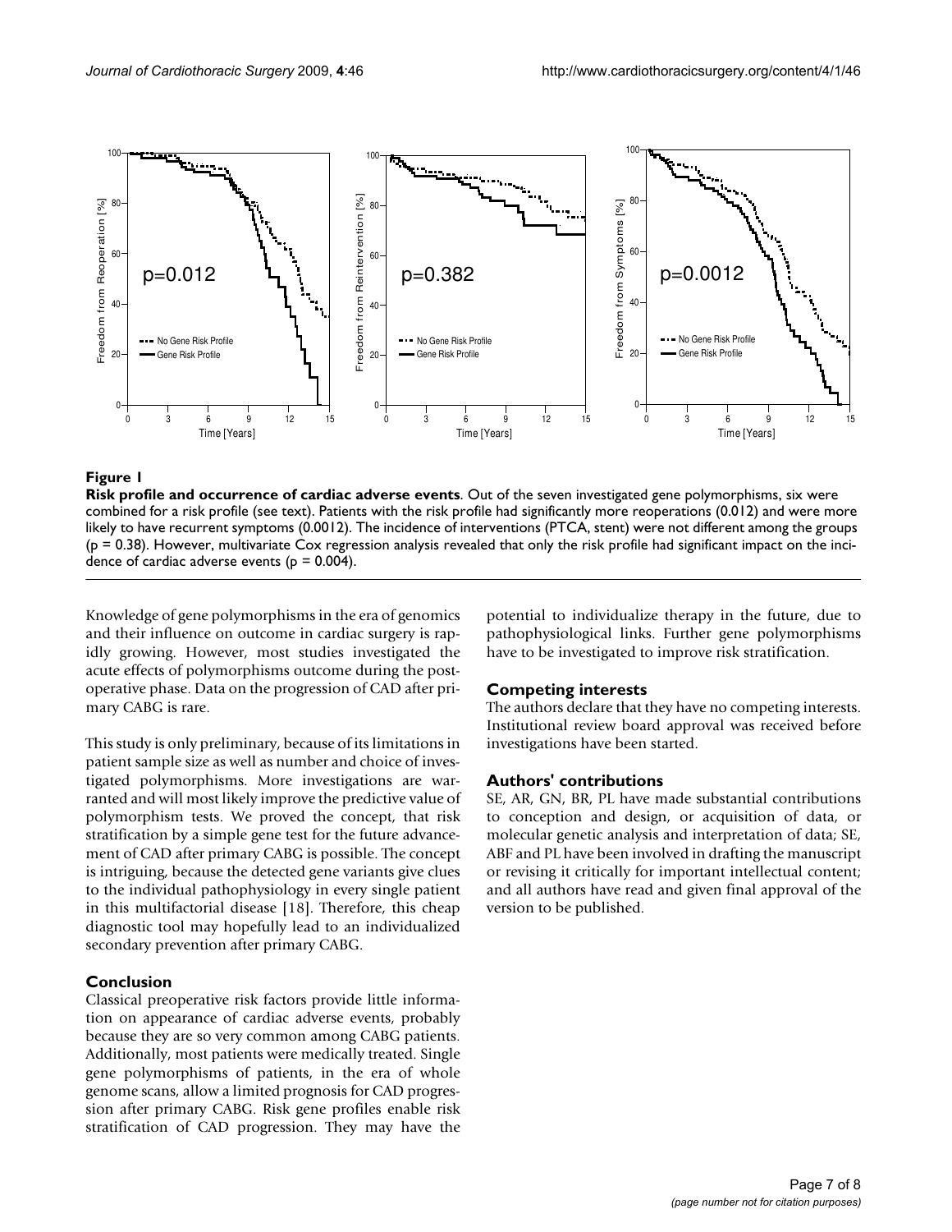Freedom from Reoperation [%]

100
80
60
40
20
0

0 3 6 9 12 15

Time [Years]

p=0.012

No Gene Risk Profile
Gene Risk Profile

Freedom from Reintervention [%]

100
80
60
40
20
0

0 3 6 9 12 15

Time [Years]

p=0.382

No Gene Risk Profile
Gene Risk Profile

Freedom from Symptoms [%]

100
80
60
40
20
0

0 3 6 9 12 15

Time [Years]

p=0.0012

No Gene Risk Profile
Gene Risk Profile

**Figure 1**

**Risk profile and occurrence of cardiac adverse events**. Out of the seven investigated gene polymorphisms, six were combined for a risk profile (see text). Patients with the risk profile had significantly more reoperations (0.012) and were more likely to have recurrent symptoms (0.0012). The incidence of interventions (PTCA, stent) were not different among the groups ($p = 0.38$). However, multivariate Cox regression analysis revealed that only the risk profile had significant impact on the incidence of cardiac adverse events ($p = 0.004$).

Knowledge of gene polymorphisms in the era of genomics and their influence on outcome in cardiac surgery is rapidly growing. However, most studies investigated the acute effects of polymorphisms outcome during the postoperative phase. Data on the progression of CAD after primary CABG is rare.

This study is only preliminary, because of its limitations in patient sample size as well as number and choice of investigated polymorphisms. More investigations are warranted and will most likely improve the predictive value of polymorphism tests. We proved the concept, that risk stratification by a simple gene test for the future advancement of CAD after primary CABG is possible. The concept is intriguing, because the detected gene variants give clues to the individual pathophysiology in every single patient in this multifactorial disease [18]. Therefore, this cheap diagnostic tool may hopefully lead to an individualized secondary prevention after primary CABG.

## Conclusion

Classical preoperative risk factors provide little information on appearance of cardiac adverse events, probably because they are so very common among CABG patients. Additionally, most patients were medically treated. Single gene polymorphisms of patients, in the era of whole genome scans, allow a limited prognosis for CAD progression after primary CABG. Risk gene profiles enable risk stratification of CAD progression. They may have the potential to individualize therapy in the future, due to pathophysiological links. Further gene polymorphisms have to be investigated to improve risk stratification.

## Competing interests

The authors declare that they have no competing interests. Institutional review board approval was received before investigations have been started.

## Authors' contributions

SE, AR, GN, BR, PL have made substantial contributions to conception and design, or acquisition of data, or molecular genetic analysis and interpretation of data; SE, ABF and PL have been involved in drafting the manuscript or revising it critically for important intellectual content; and all authors have read and given final approval of the version to be published.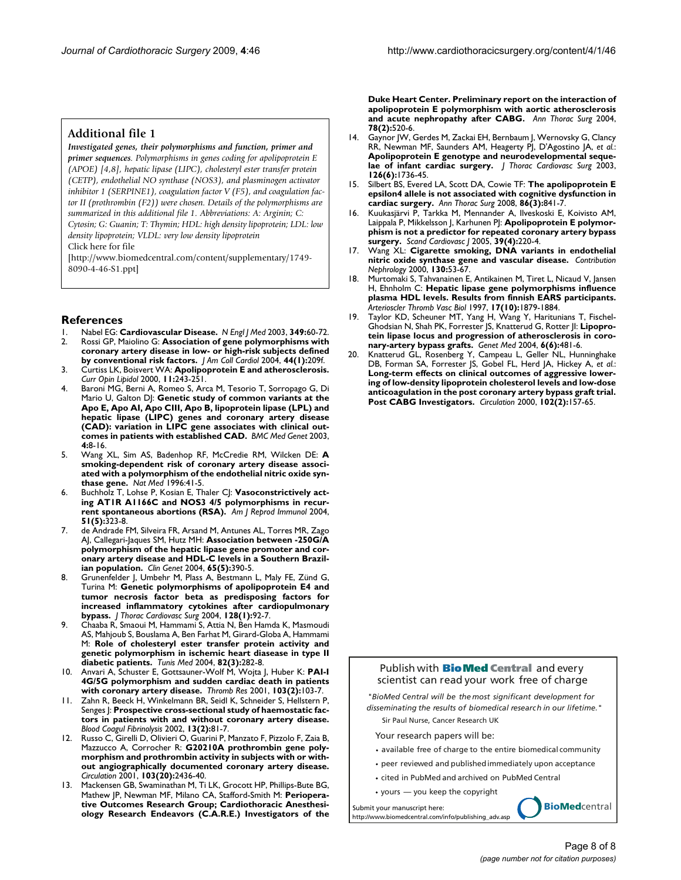## Additional file 1

***Investigated genes, their polymorphisms and function, primer and primer sequences**. Polymorphisms in genes coding for apolipoprotein E (APOE) [4,8], hepatic lipase (LIPC), cholesteryl ester transfer protein (CETP), endothelial NO synthase (NOS3), and plasminogen activator inhibitor 1 (SERPINE1), coagulation factor V (F5), and coagulation factor II (prothrombin (F2)) were chosen. Details of the polymorphisms are summarized in this additional file 1. Abbreviations: A: Arginin; C: Cytosin; G: Guanin; T: Thymin; HDL: high density lipoprotein; LDL: low density lipoprotein; VLDL: very low density lipoprotein*

Click here for file

[http://www.biomedcentral.com/content/supplementary/1749-8090-4-46-S1.ppt]

## References

1. Nabel EG: **Cardiovascular Disease.** *N Engl J Med* 2003, **349:**60-72.
2. Rossi GP, Maiolino G: **Association of gene polymorphisms with coronary artery disease in low- or high-risk subjects defined by conventional risk factors.** *J Am Coll Cardiol* 2004, **44(1):**209f.
3. Curtiss LK, Boisvert WA: **Apolipoprotein E and atherosclerosis.** *Curr Opin Lipidol* 2000, **11:**243-251.
4. Baroni MG, Berni A, Romeo S, Arca M, Tesorio T, Sorropago G, Di Mario U, Galton DJ: **Genetic study of common variants at the Apo E, Apo AI, Apo CIII, Apo B, lipoprotein lipase (LPL) and hepatic lipase (LIPC) genes and coronary artery disease (CAD): variation in LIPC gene associates with clinical outcomes in patients with established CAD.** *BMC Med Genet* 2003, **4:**8-16.
5. Wang XL, Sim AS, Badenhop RF, McCredie RM, Wilcken DE: **A smoking-dependent risk of coronary artery disease associated with a polymorphism of the endothelial nitric oxide synthase gene.** *Nat Med* 1996:41-5.
6. Buchholz T, Lohse P, Kosian E, Thaler CJ: **Vasoconstrictively acting AT1R A1166C and NOS3 4/5 polymorphisms in recurrent spontaneous abortions (RSA).** *Am J Reprod Immunol* 2004, **51(5):**323-8.
7. de Andrade FM, Silveira FR, Arsand M, Antunes AL, Torres MR, Zago AJ, Callegari-Jaques SM, Hutz MH: **Association between -250G/A polymorphism of the hepatic lipase gene promoter and coronary artery disease and HDL-C levels in a Southern Brazilian population.** *Clin Genet* 2004, **65(5):**390-5.
8. Grunenfelder J, Umbehr M, Plass A, Bestmann L, Maly FE, Zünd G, Turina M: **Genetic polymorphisms of apolipoprotein E4 and tumor necrosis factor beta as predisposing factors for increased inflammatory cytokines after cardiopulmonary bypass.** *J Thorac Cardiovasc Surg* 2004, **128(1):**92-7.
9. Chaaba R, Smaoui M, Hammami S, Attia N, Ben Hamda K, Masmoudi AS, Mahjoub S, Bouslama A, Ben Farhat M, Girard-Globa A, Hammami M: **Role of cholesteryl ester transfer protein activity and genetic polymorphism in ischemic heart diasease in type II diabetic patients.** *Tunis Med* 2004, **82(3):**282-8.
10. Anvari A, Schuster E, Gottsauner-Wolf M, Wojta J, Huber K: **PAI-I 4G/5G polymorphism and sudden cardiac death in patients with coronary artery disease.** *Thromb Res* 2001, **103(2):**103-7.
11. Zahn R, Beeck H, Winkelmann BR, Seidl K, Schneider S, Hellstern P, Senges J: **Prospective cross-sectional study of haemostatic factors in patients with and without coronary artery disease.** *Blood Coagul Fibrinolysis* 2002, **13(2):**81-7.
12. Russo C, Girelli D, Olivieri O, Guarini P, Manzato F, Pizzolo F, Zaia B, Mazzucco A, Corrocher R: **G20210A prothrombin gene polymorphism and prothrombin activity in subjects with or without angiographically documented coronary artery disease.** *Circulation* 2001, **103(20):**2436-40.
13. Mackensen GB, Swaminathan M, Ti LK, Grocott HP, Phillips-Bute BG, Mathew JP, Newman MF, Milano CA, Stafford-Smith M: **Perioperative Outcomes Research Group; Cardiothoracic Anesthesiology Research Endeavors (C.A.R.E.) Investigators of the Duke Heart Center. Preliminary report on the interaction of apolipoprotein E polymorphism with aortic atherosclerosis and acute nephropathy after CABG.** *Ann Thorac Surg* 2004, **78(2):**520-6.
14. Gaynor JW, Gerdes M, Zackai EH, Bernbaum J, Wernovsky G, Clancy RR, Newman MF, Saunders AM, Heagerty PJ, D'Agostino JA, *et al.*: **Apolipoprotein E genotype and neurodevelopmental sequelae of infant cardiac surgery.** *J Thorac Cardiovasc Surg* 2003, **126(6):**1736-45.
15. Silbert BS, Evered LA, Scott DA, Cowie TF: **The apolipoprotein E epsilon4 allele is not associated with cognitive dysfunction in cardiac surgery.** *Ann Thorac Surg* 2008, **86(3):**841-7.
16. Kuukasjärvi P, Tarkka M, Mennander A, Ilveskoski E, Koivisto AM, Laippala P, Mikkelsson J, Karhunen PJ: **Apolipoprotein E polymorphism is not a predictor for repeated coronary artery bypass surgery.** *Scand Cardiovasc J* 2005, **39(4):**220-4.
17. Wang XL: **Cigarette smoking, DNA variants in endothelial nitric oxide synthase gene and vascular disease.** *Contribution Nephrology* 2000, **130:**53-67.
18. Murtomaki S, Tahvanainen E, Antikainen M, Tiret L, Nicaud V, Jansen H, Ehnholm C: **Hepatic lipase gene polymorphisms influence plasma HDL levels. Results from finnish EARS participants.** *Arterioscler Thromb Vasc Biol* 1997, **17(10):**1879-1884.
19. Taylor KD, Scheuner MT, Yang H, Wang Y, Haritunians T, Fischel-Ghodsian N, Shah PK, Forrester JS, Knatterud G, Rotter JI: **Lipoprotein lipase locus and progression of atherosclerosis in coronary-artery bypass grafts.** *Genet Med* 2004, **6(6):**481-6.
20. Knatterud GL, Rosenberg Y, Campeau L, Geller NL, Hunninghake DB, Forman SA, Forrester JS, Gobel FL, Herd JA, Hickey A, *et al.*: **Long-term effects on clinical outcomes of aggressive lowering of low-density lipoprotein cholesterol levels and low-dose anticoagulation in the post coronary artery bypass graft trial. Post CABG Investigators.** *Circulation* 2000, **102(2):**157-65.

Publish with **BioMed Central** and every scientist can read your work free of charge

*"BioMed Central will be the most significant development for disseminating the results of biomedical research in our lifetime."*

Sir Paul Nurse, Cancer Research UK

Your research papers will be:

- available free of charge to the entire biomedical community
- peer reviewed and published immediately upon acceptance
- cited in PubMed and archived on PubMed Central
- yours — you keep the copyright

Submit your manuscript here:
http://www.biomedcentral.com/info/publishing_adv.asp

BioMedcentral